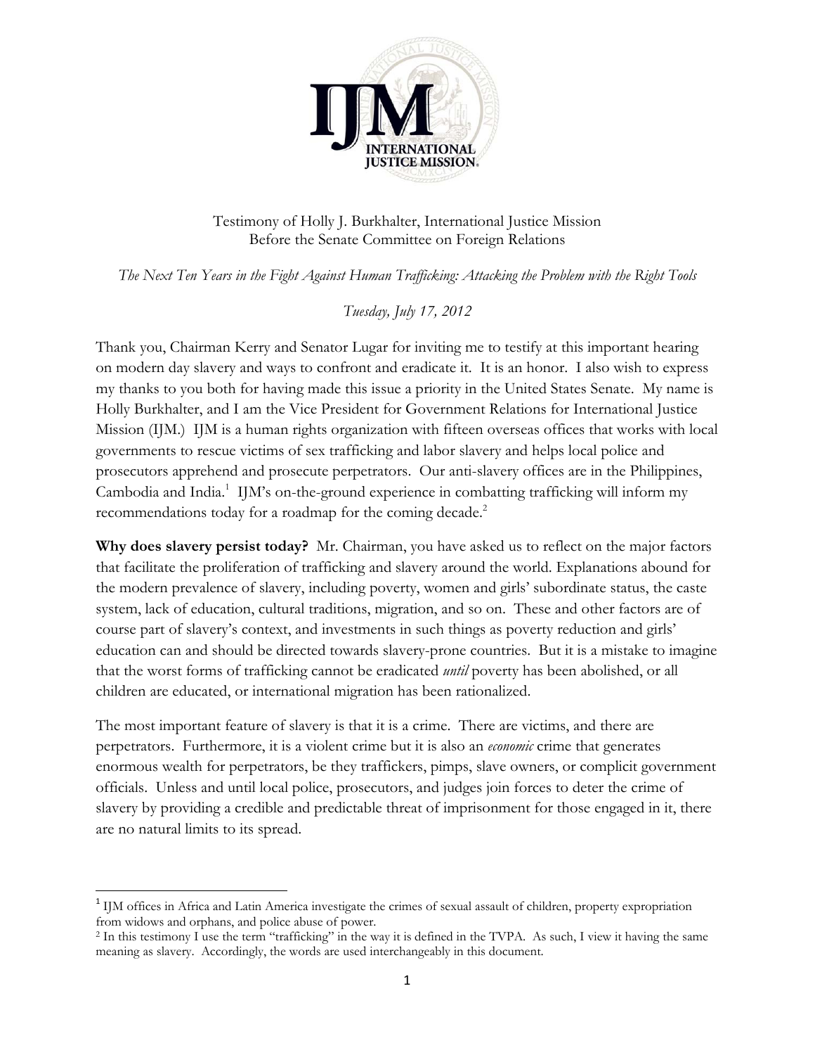Testimony of Holly J. Burkhalter, International Justice Mission
Before the Senate Committee on Foreign Relations

*The Next Ten Years in the Fight Against Human Trafficking: Attacking the Problem with the Right Tools*

*Tuesday, July 17, 2012*

Thank you, Chairman Kerry and Senator Lugar for inviting me to testify at this important hearing on modern day slavery and ways to confront and eradicate it. It is an honor. I also wish to express my thanks to you both for having made this issue a priority in the United States Senate. My name is Holly Burkhalter, and I am the Vice President for Government Relations for International Justice Mission (IJM.) IJM is a human rights organization with fifteen overseas offices that works with local governments to rescue victims of sex trafficking and labor slavery and helps local police and prosecutors apprehend and prosecute perpetrators. Our anti-slavery offices are in the Philippines, Cambodia and India.[1] IJM's on-the-ground experience in combatting trafficking will inform my recommendations today for a roadmap for the coming decade.[2]

**Why does slavery persist today?** Mr. Chairman, you have asked us to reflect on the major factors that facilitate the proliferation of trafficking and slavery around the world. Explanations abound for the modern prevalence of slavery, including poverty, women and girls' subordinate status, the caste system, lack of education, cultural traditions, migration, and so on. These and other factors are of course part of slavery's context, and investments in such things as poverty reduction and girls' education can and should be directed towards slavery-prone countries. But it is a mistake to imagine that the worst forms of trafficking cannot be eradicated *until* poverty has been abolished, or all children are educated, or international migration has been rationalized.

The most important feature of slavery is that it is a crime. There are victims, and there are perpetrators. Furthermore, it is a violent crime but it is also an *economic* crime that generates enormous wealth for perpetrators, be they traffickers, pimps, slave owners, or complicit government officials. Unless and until local police, prosecutors, and judges join forces to deter the crime of slavery by providing a credible and predictable threat of imprisonment for those engaged in it, there are no natural limits to its spread.

---

[1] IJM offices in Africa and Latin America investigate the crimes of sexual assault of children, property expropriation from widows and orphans, and police abuse of power.

[2] In this testimony I use the term "trafficking" in the way it is defined in the TVPA. As such, I view it having the same meaning as slavery. Accordingly, the words are used interchangeably in this document.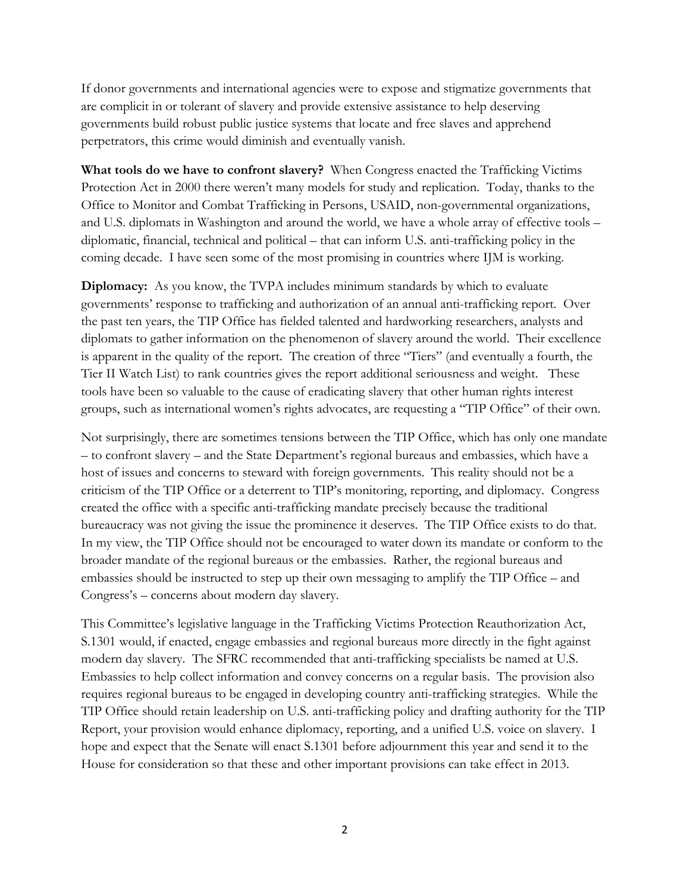If donor governments and international agencies were to expose and stigmatize governments that are complicit in or tolerant of slavery and provide extensive assistance to help deserving governments build robust public justice systems that locate and free slaves and apprehend perpetrators, this crime would diminish and eventually vanish.

**What tools do we have to confront slavery?** When Congress enacted the Trafficking Victims Protection Act in 2000 there weren't many models for study and replication. Today, thanks to the Office to Monitor and Combat Trafficking in Persons, USAID, non-governmental organizations, and U.S. diplomats in Washington and around the world, we have a whole array of effective tools – diplomatic, financial, technical and political – that can inform U.S. anti-trafficking policy in the coming decade. I have seen some of the most promising in countries where IJM is working.

**Diplomacy:** As you know, the TVPA includes minimum standards by which to evaluate governments' response to trafficking and authorization of an annual anti-trafficking report. Over the past ten years, the TIP Office has fielded talented and hardworking researchers, analysts and diplomats to gather information on the phenomenon of slavery around the world. Their excellence is apparent in the quality of the report. The creation of three "Tiers" (and eventually a fourth, the Tier II Watch List) to rank countries gives the report additional seriousness and weight. These tools have been so valuable to the cause of eradicating slavery that other human rights interest groups, such as international women's rights advocates, are requesting a "TIP Office" of their own.

Not surprisingly, there are sometimes tensions between the TIP Office, which has only one mandate – to confront slavery – and the State Department's regional bureaus and embassies, which have a host of issues and concerns to steward with foreign governments. This reality should not be a criticism of the TIP Office or a deterrent to TIP's monitoring, reporting, and diplomacy. Congress created the office with a specific anti-trafficking mandate precisely because the traditional bureaucracy was not giving the issue the prominence it deserves. The TIP Office exists to do that. In my view, the TIP Office should not be encouraged to water down its mandate or conform to the broader mandate of the regional bureaus or the embassies. Rather, the regional bureaus and embassies should be instructed to step up their own messaging to amplify the TIP Office – and Congress's – concerns about modern day slavery.

This Committee's legislative language in the Trafficking Victims Protection Reauthorization Act, S.1301 would, if enacted, engage embassies and regional bureaus more directly in the fight against modern day slavery. The SFRC recommended that anti-trafficking specialists be named at U.S. Embassies to help collect information and convey concerns on a regular basis. The provision also requires regional bureaus to be engaged in developing country anti-trafficking strategies. While the TIP Office should retain leadership on U.S. anti-trafficking policy and drafting authority for the TIP Report, your provision would enhance diplomacy, reporting, and a unified U.S. voice on slavery. I hope and expect that the Senate will enact S.1301 before adjournment this year and send it to the House for consideration so that these and other important provisions can take effect in 2013.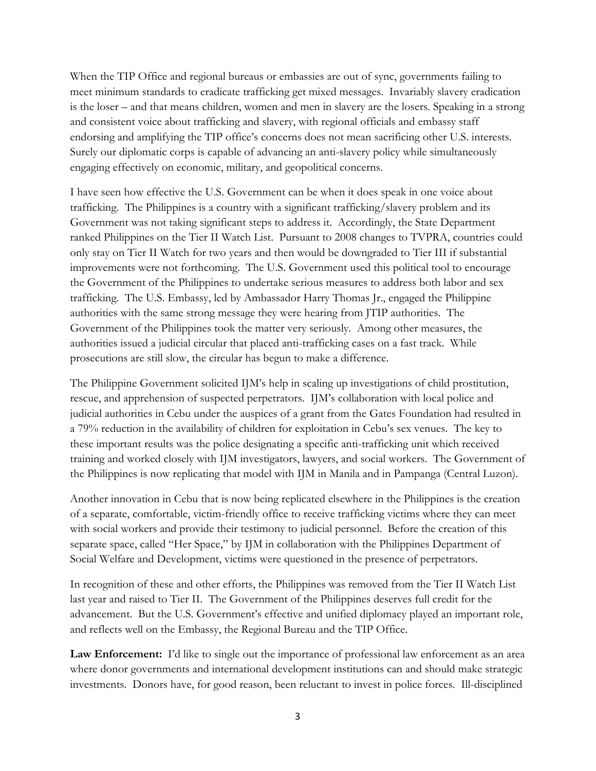When the TIP Office and regional bureaus or embassies are out of sync, governments failing to meet minimum standards to eradicate trafficking get mixed messages. Invariably slavery eradication is the loser – and that means children, women and men in slavery are the losers. Speaking in a strong and consistent voice about trafficking and slavery, with regional officials and embassy staff endorsing and amplifying the TIP office's concerns does not mean sacrificing other U.S. interests. Surely our diplomatic corps is capable of advancing an anti-slavery policy while simultaneously engaging effectively on economic, military, and geopolitical concerns.

I have seen how effective the U.S. Government can be when it does speak in one voice about trafficking. The Philippines is a country with a significant trafficking/slavery problem and its Government was not taking significant steps to address it. Accordingly, the State Department ranked Philippines on the Tier II Watch List. Pursuant to 2008 changes to TVPRA, countries could only stay on Tier II Watch for two years and then would be downgraded to Tier III if substantial improvements were not forthcoming. The U.S. Government used this political tool to encourage the Government of the Philippines to undertake serious measures to address both labor and sex trafficking. The U.S. Embassy, led by Ambassador Harry Thomas Jr., engaged the Philippine authorities with the same strong message they were hearing from JTIP authorities. The Government of the Philippines took the matter very seriously. Among other measures, the authorities issued a judicial circular that placed anti-trafficking cases on a fast track. While prosecutions are still slow, the circular has begun to make a difference.

The Philippine Government solicited IJM's help in scaling up investigations of child prostitution, rescue, and apprehension of suspected perpetrators. IJM's collaboration with local police and judicial authorities in Cebu under the auspices of a grant from the Gates Foundation had resulted in a 79% reduction in the availability of children for exploitation in Cebu's sex venues. The key to these important results was the police designating a specific anti-trafficking unit which received training and worked closely with IJM investigators, lawyers, and social workers. The Government of the Philippines is now replicating that model with IJM in Manila and in Pampanga (Central Luzon).

Another innovation in Cebu that is now being replicated elsewhere in the Philippines is the creation of a separate, comfortable, victim-friendly office to receive trafficking victims where they can meet with social workers and provide their testimony to judicial personnel. Before the creation of this separate space, called "Her Space," by IJM in collaboration with the Philippines Department of Social Welfare and Development, victims were questioned in the presence of perpetrators.

In recognition of these and other efforts, the Philippines was removed from the Tier II Watch List last year and raised to Tier II. The Government of the Philippines deserves full credit for the advancement. But the U.S. Government's effective and unified diplomacy played an important role, and reflects well on the Embassy, the Regional Bureau and the TIP Office.

**Law Enforcement:** I'd like to single out the importance of professional law enforcement as an area where donor governments and international development institutions can and should make strategic investments. Donors have, for good reason, been reluctant to invest in police forces. Ill-disciplined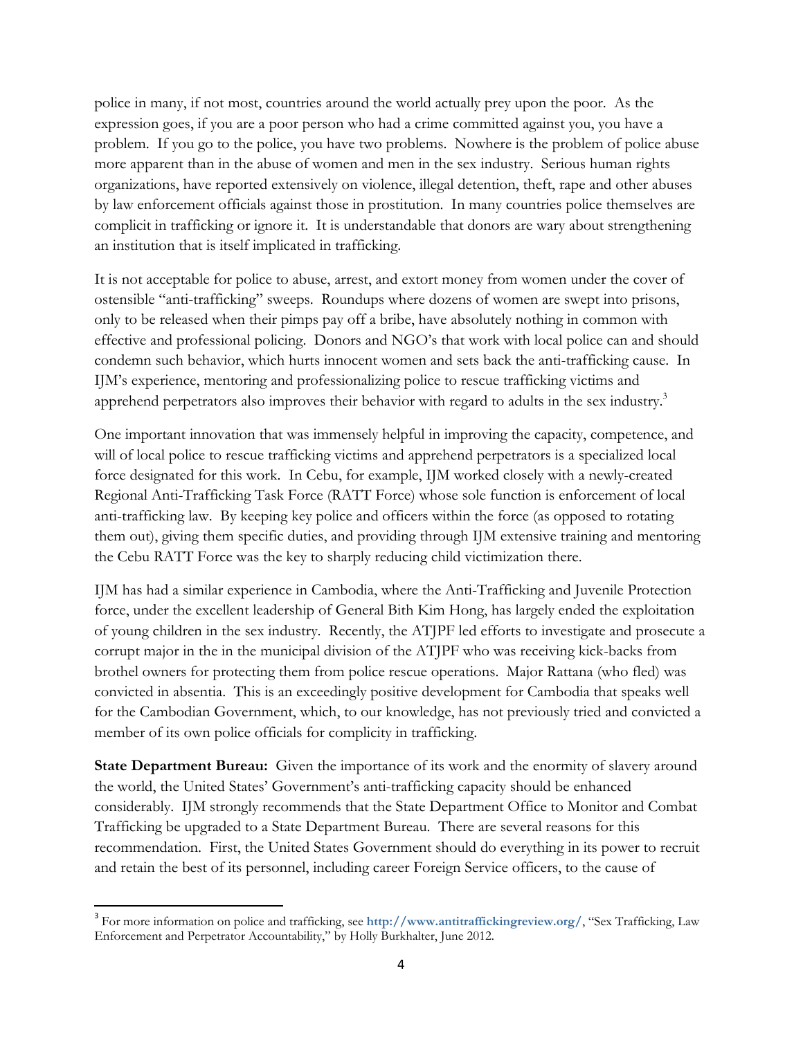police in many, if not most, countries around the world actually prey upon the poor. As the expression goes, if you are a poor person who had a crime committed against you, you have a problem. If you go to the police, you have two problems. Nowhere is the problem of police abuse more apparent than in the abuse of women and men in the sex industry. Serious human rights organizations, have reported extensively on violence, illegal detention, theft, rape and other abuses by law enforcement officials against those in prostitution. In many countries police themselves are complicit in trafficking or ignore it. It is understandable that donors are wary about strengthening an institution that is itself implicated in trafficking.

It is not acceptable for police to abuse, arrest, and extort money from women under the cover of ostensible "anti-trafficking" sweeps. Roundups where dozens of women are swept into prisons, only to be released when their pimps pay off a bribe, have absolutely nothing in common with effective and professional policing. Donors and NGO's that work with local police can and should condemn such behavior, which hurts innocent women and sets back the anti-trafficking cause. In IJM's experience, mentoring and professionalizing police to rescue trafficking victims and apprehend perpetrators also improves their behavior with regard to adults in the sex industry.[3]

One important innovation that was immensely helpful in improving the capacity, competence, and will of local police to rescue trafficking victims and apprehend perpetrators is a specialized local force designated for this work. In Cebu, for example, IJM worked closely with a newly-created Regional Anti-Trafficking Task Force (RATT Force) whose sole function is enforcement of local anti-trafficking law. By keeping key police and officers within the force (as opposed to rotating them out), giving them specific duties, and providing through IJM extensive training and mentoring the Cebu RATT Force was the key to sharply reducing child victimization there.

IJM has had a similar experience in Cambodia, where the Anti-Trafficking and Juvenile Protection force, under the excellent leadership of General Bith Kim Hong, has largely ended the exploitation of young children in the sex industry. Recently, the ATJPF led efforts to investigate and prosecute a corrupt major in the in the municipal division of the ATJPF who was receiving kick-backs from brothel owners for protecting them from police rescue operations. Major Rattana (who fled) was convicted in absentia. This is an exceedingly positive development for Cambodia that speaks well for the Cambodian Government, which, to our knowledge, has not previously tried and convicted a member of its own police officials for complicity in trafficking.

**State Department Bureau:** Given the importance of its work and the enormity of slavery around the world, the United States' Government's anti-trafficking capacity should be enhanced considerably. IJM strongly recommends that the State Department Office to Monitor and Combat Trafficking be upgraded to a State Department Bureau. There are several reasons for this recommendation. First, the United States Government should do everything in its power to recruit and retain the best of its personnel, including career Foreign Service officers, to the cause of

---

[3] For more information on police and trafficking, see **http://www.antitraffickingreview.org/**, "Sex Trafficking, Law Enforcement and Perpetrator Accountability," by Holly Burkhalter, June 2012.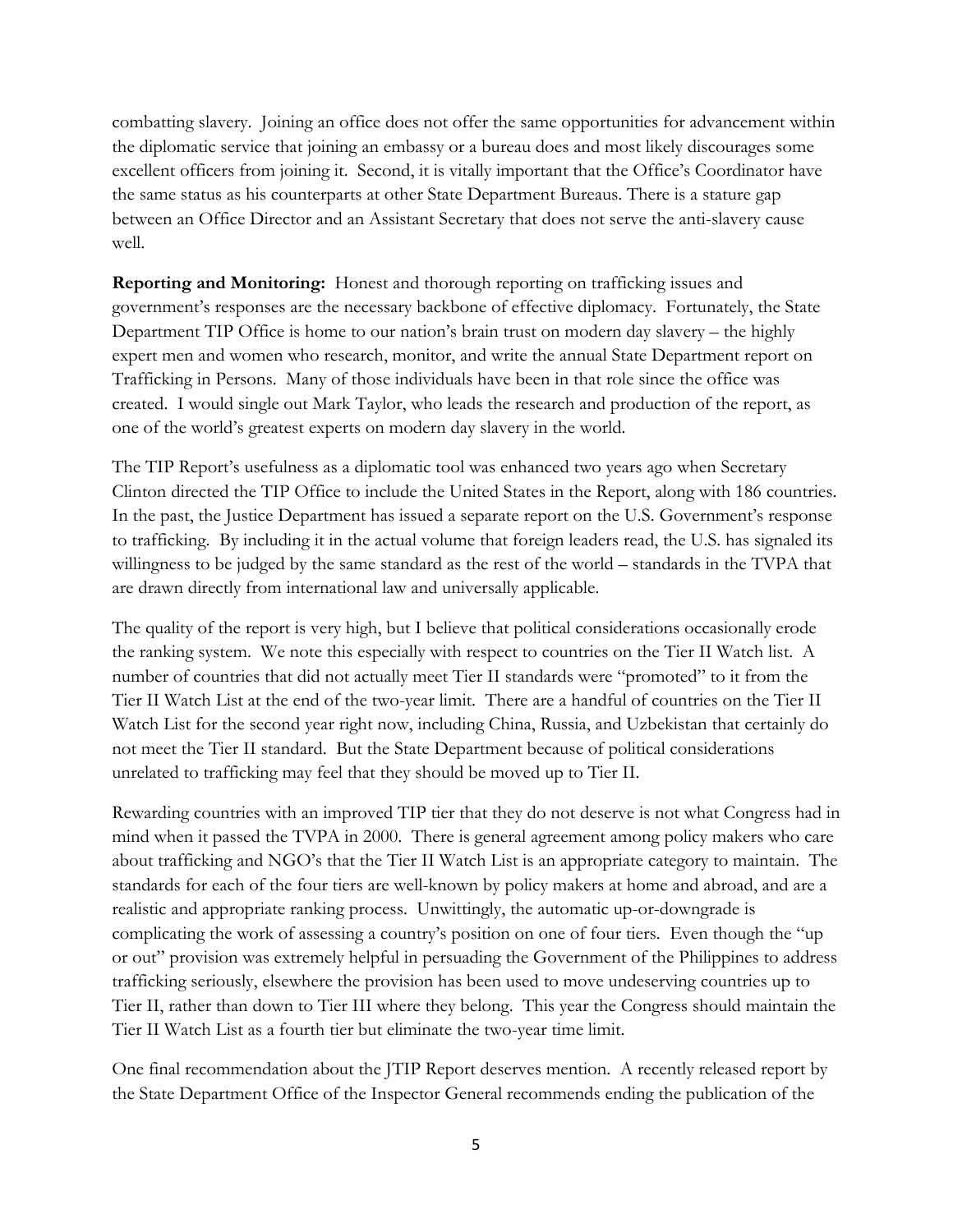combatting slavery. Joining an office does not offer the same opportunities for advancement within the diplomatic service that joining an embassy or a bureau does and most likely discourages some excellent officers from joining it. Second, it is vitally important that the Office's Coordinator have the same status as his counterparts at other State Department Bureaus. There is a stature gap between an Office Director and an Assistant Secretary that does not serve the anti-slavery cause well.

**Reporting and Monitoring:** Honest and thorough reporting on trafficking issues and government's responses are the necessary backbone of effective diplomacy. Fortunately, the State Department TIP Office is home to our nation's brain trust on modern day slavery – the highly expert men and women who research, monitor, and write the annual State Department report on Trafficking in Persons. Many of those individuals have been in that role since the office was created. I would single out Mark Taylor, who leads the research and production of the report, as one of the world's greatest experts on modern day slavery in the world.

The TIP Report's usefulness as a diplomatic tool was enhanced two years ago when Secretary Clinton directed the TIP Office to include the United States in the Report, along with 186 countries. In the past, the Justice Department has issued a separate report on the U.S. Government's response to trafficking. By including it in the actual volume that foreign leaders read, the U.S. has signaled its willingness to be judged by the same standard as the rest of the world – standards in the TVPA that are drawn directly from international law and universally applicable.

The quality of the report is very high, but I believe that political considerations occasionally erode the ranking system. We note this especially with respect to countries on the Tier II Watch list. A number of countries that did not actually meet Tier II standards were "promoted" to it from the Tier II Watch List at the end of the two-year limit. There are a handful of countries on the Tier II Watch List for the second year right now, including China, Russia, and Uzbekistan that certainly do not meet the Tier II standard. But the State Department because of political considerations unrelated to trafficking may feel that they should be moved up to Tier II.

Rewarding countries with an improved TIP tier that they do not deserve is not what Congress had in mind when it passed the TVPA in 2000. There is general agreement among policy makers who care about trafficking and NGO's that the Tier II Watch List is an appropriate category to maintain. The standards for each of the four tiers are well-known by policy makers at home and abroad, and are a realistic and appropriate ranking process. Unwittingly, the automatic up-or-downgrade is complicating the work of assessing a country's position on one of four tiers. Even though the "up or out" provision was extremely helpful in persuading the Government of the Philippines to address trafficking seriously, elsewhere the provision has been used to move undeserving countries up to Tier II, rather than down to Tier III where they belong. This year the Congress should maintain the Tier II Watch List as a fourth tier but eliminate the two-year time limit.

One final recommendation about the JTIP Report deserves mention. A recently released report by the State Department Office of the Inspector General recommends ending the publication of the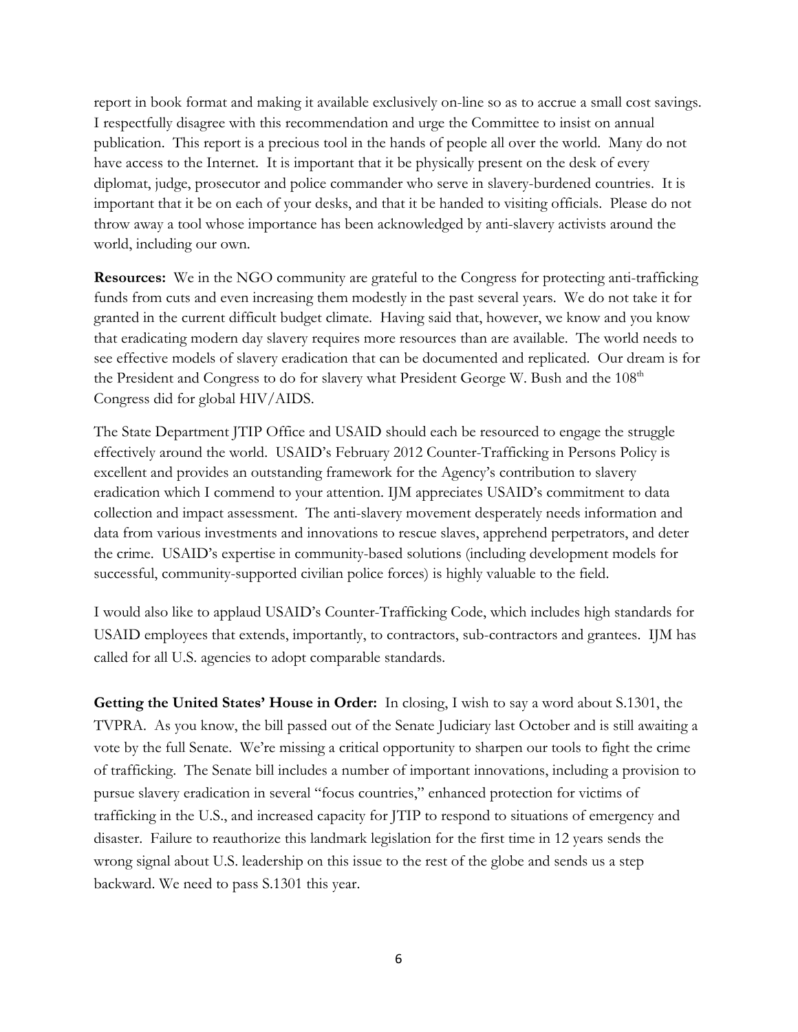report in book format and making it available exclusively on-line so as to accrue a small cost savings. I respectfully disagree with this recommendation and urge the Committee to insist on annual publication. This report is a precious tool in the hands of people all over the world. Many do not have access to the Internet. It is important that it be physically present on the desk of every diplomat, judge, prosecutor and police commander who serve in slavery-burdened countries. It is important that it be on each of your desks, and that it be handed to visiting officials. Please do not throw away a tool whose importance has been acknowledged by anti-slavery activists around the world, including our own.

**Resources:** We in the NGO community are grateful to the Congress for protecting anti-trafficking funds from cuts and even increasing them modestly in the past several years. We do not take it for granted in the current difficult budget climate. Having said that, however, we know and you know that eradicating modern day slavery requires more resources than are available. The world needs to see effective models of slavery eradication that can be documented and replicated. Our dream is for the President and Congress to do for slavery what President George W. Bush and the 108th Congress did for global HIV/AIDS.

The State Department JTIP Office and USAID should each be resourced to engage the struggle effectively around the world. USAID's February 2012 Counter-Trafficking in Persons Policy is excellent and provides an outstanding framework for the Agency's contribution to slavery eradication which I commend to your attention. IJM appreciates USAID's commitment to data collection and impact assessment. The anti-slavery movement desperately needs information and data from various investments and innovations to rescue slaves, apprehend perpetrators, and deter the crime. USAID's expertise in community-based solutions (including development models for successful, community-supported civilian police forces) is highly valuable to the field.

I would also like to applaud USAID's Counter-Trafficking Code, which includes high standards for USAID employees that extends, importantly, to contractors, sub-contractors and grantees. IJM has called for all U.S. agencies to adopt comparable standards.

**Getting the United States' House in Order:** In closing, I wish to say a word about S.1301, the TVPRA. As you know, the bill passed out of the Senate Judiciary last October and is still awaiting a vote by the full Senate. We're missing a critical opportunity to sharpen our tools to fight the crime of trafficking. The Senate bill includes a number of important innovations, including a provision to pursue slavery eradication in several "focus countries," enhanced protection for victims of trafficking in the U.S., and increased capacity for JTIP to respond to situations of emergency and disaster. Failure to reauthorize this landmark legislation for the first time in 12 years sends the wrong signal about U.S. leadership on this issue to the rest of the globe and sends us a step backward. We need to pass S.1301 this year.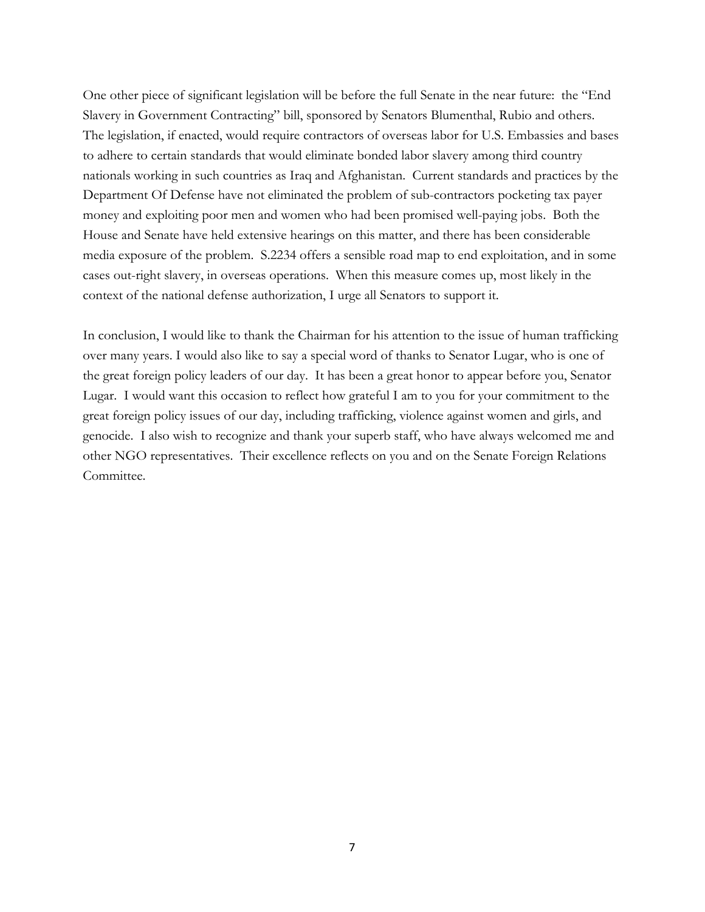One other piece of significant legislation will be before the full Senate in the near future: the "End Slavery in Government Contracting" bill, sponsored by Senators Blumenthal, Rubio and others. The legislation, if enacted, would require contractors of overseas labor for U.S. Embassies and bases to adhere to certain standards that would eliminate bonded labor slavery among third country nationals working in such countries as Iraq and Afghanistan. Current standards and practices by the Department Of Defense have not eliminated the problem of sub-contractors pocketing tax payer money and exploiting poor men and women who had been promised well-paying jobs. Both the House and Senate have held extensive hearings on this matter, and there has been considerable media exposure of the problem. S.2234 offers a sensible road map to end exploitation, and in some cases out-right slavery, in overseas operations. When this measure comes up, most likely in the context of the national defense authorization, I urge all Senators to support it.

In conclusion, I would like to thank the Chairman for his attention to the issue of human trafficking over many years. I would also like to say a special word of thanks to Senator Lugar, who is one of the great foreign policy leaders of our day. It has been a great honor to appear before you, Senator Lugar. I would want this occasion to reflect how grateful I am to you for your commitment to the great foreign policy issues of our day, including trafficking, violence against women and girls, and genocide. I also wish to recognize and thank your superb staff, who have always welcomed me and other NGO representatives. Their excellence reflects on you and on the Senate Foreign Relations Committee.